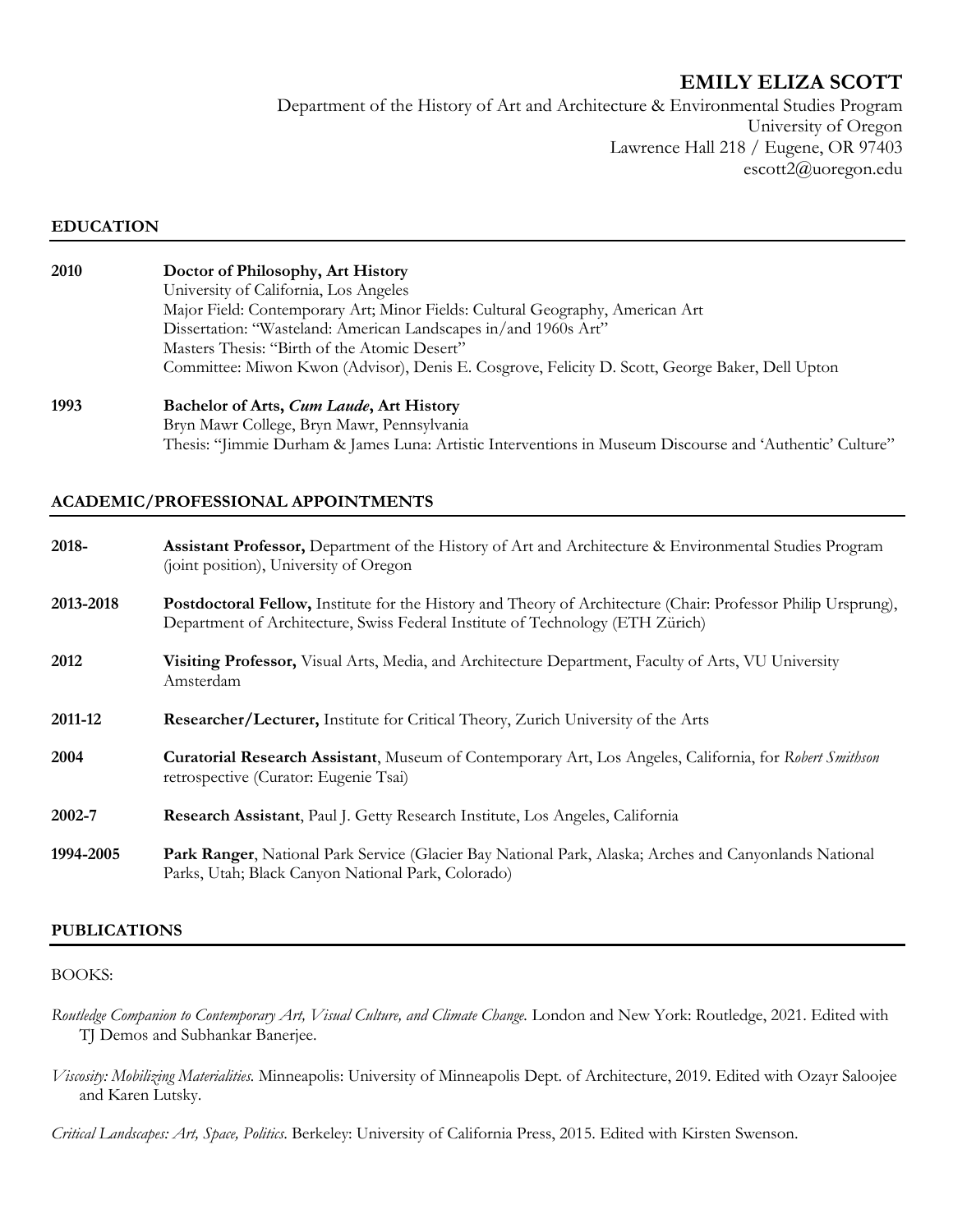# EMILY ELIZA SCOTT

Department of the History of Art and Architecture & Environmental Studies Program
University of Oregon
Lawrence Hall 218 / Eugene, OR 97403
escott2@uoregon.edu

## EDUCATION

**2010** **Doctor of Philosophy, Art History**
University of California, Los Angeles
Major Field: Contemporary Art; Minor Fields: Cultural Geography, American Art
Dissertation: "Wasteland: American Landscapes in/and 1960s Art"
Masters Thesis: "Birth of the Atomic Desert"
Committee: Miwon Kwon (Advisor), Denis E. Cosgrove, Felicity D. Scott, George Baker, Dell Upton

**1993** **Bachelor of Arts, *Cum Laude*, Art History**
Bryn Mawr College, Bryn Mawr, Pennsylvania
Thesis: "Jimmie Durham & James Luna: Artistic Interventions in Museum Discourse and 'Authentic' Culture"

## ACADEMIC/PROFESSIONAL APPOINTMENTS

**2018-** **Assistant Professor,** Department of the History of Art and Architecture & Environmental Studies Program (joint position), University of Oregon

**2013-2018** **Postdoctoral Fellow,** Institute for the History and Theory of Architecture (Chair: Professor Philip Ursprung), Department of Architecture, Swiss Federal Institute of Technology (ETH Zürich)

**2012** **Visiting Professor,** Visual Arts, Media, and Architecture Department, Faculty of Arts, VU University Amsterdam

**2011-12** **Researcher/Lecturer,** Institute for Critical Theory, Zurich University of the Arts

**2004** **Curatorial Research Assistant**, Museum of Contemporary Art, Los Angeles, California, for *Robert Smithson* retrospective (Curator: Eugenie Tsai)

**2002-7** **Research Assistant**, Paul J. Getty Research Institute, Los Angeles, California

**1994-2005** **Park Ranger**, National Park Service (Glacier Bay National Park, Alaska; Arches and Canyonlands National Parks, Utah; Black Canyon National Park, Colorado)

## PUBLICATIONS

BOOKS:

*Routledge Companion to Contemporary Art, Visual Culture, and Climate Change.* London and New York: Routledge, 2021. Edited with TJ Demos and Subhankar Banerjee.

*Viscosity: Mobilizing Materialities.* Minneapolis: University of Minneapolis Dept. of Architecture, 2019. Edited with Ozayr Saloojee and Karen Lutsky.

*Critical Landscapes: Art, Space, Politics*. Berkeley: University of California Press, 2015. Edited with Kirsten Swenson.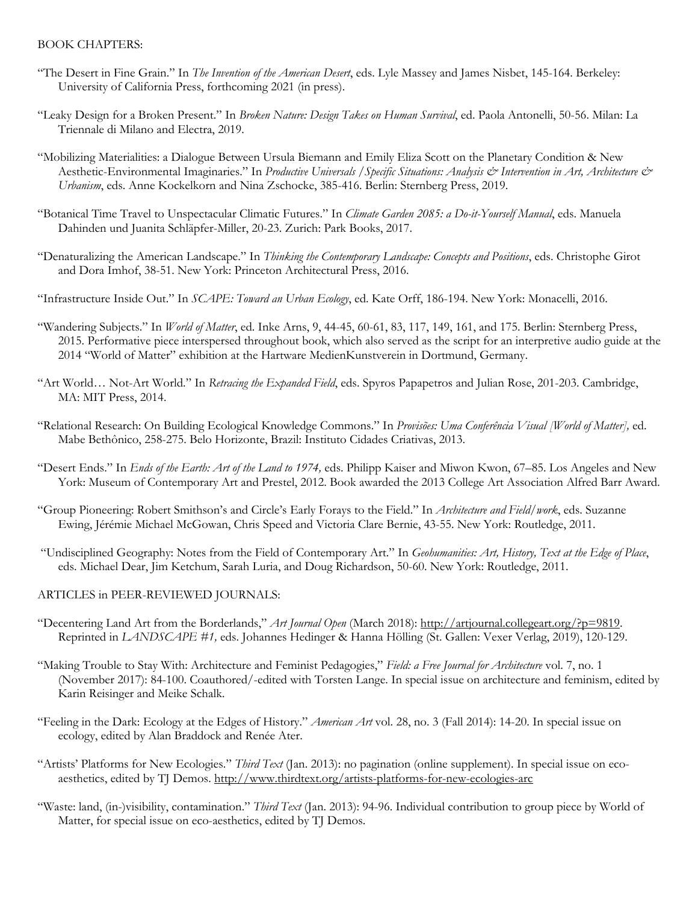BOOK CHAPTERS:

"The Desert in Fine Grain." In *The Invention of the American Desert*, eds. Lyle Massey and James Nisbet, 145-164. Berkeley: University of California Press, forthcoming 2021 (in press).

"Leaky Design for a Broken Present." In *Broken Nature: Design Takes on Human Survival*, ed. Paola Antonelli, 50-56. Milan: La Triennale di Milano and Electra, 2019.

"Mobilizing Materialities: a Dialogue Between Ursula Biemann and Emily Eliza Scott on the Planetary Condition & New Aesthetic-Environmental Imaginaries." In *Productive Universals / Specific Situations: Analysis & Intervention in Art, Architecture & Urbanism*, eds. Anne Kockelkorn and Nina Zschocke, 385-416. Berlin: Sternberg Press, 2019.

"Botanical Time Travel to Unspectacular Climatic Futures." In *Climate Garden 2085: a Do-it-Yourself Manual*, eds. Manuela Dahinden und Juanita Schläpfer-Miller, 20-23. Zurich: Park Books, 2017.

"Denaturalizing the American Landscape." In *Thinking the Contemporary Landscape: Concepts and Positions*, eds. Christophe Girot and Dora Imhof, 38-51. New York: Princeton Architectural Press, 2016.

"Infrastructure Inside Out." In *SCAPE: Toward an Urban Ecology*, ed. Kate Orff, 186-194. New York: Monacelli, 2016.

"Wandering Subjects." In *World of Matter*, ed. Inke Arns, 9, 44-45, 60-61, 83, 117, 149, 161, and 175. Berlin: Sternberg Press, 2015. Performative piece interspersed throughout book, which also served as the script for an interpretive audio guide at the 2014 "World of Matter" exhibition at the Hartware MedienKunstverein in Dortmund, Germany.

"Art World… Not-Art World." In *Retracing the Expanded Field*, eds. Spyros Papapetros and Julian Rose, 201-203. Cambridge, MA: MIT Press, 2014.

"Relational Research: On Building Ecological Knowledge Commons." In *Provisões: Uma Conferência Visual [World of Matter]*, ed. Mabe Bethônico, 258-275. Belo Horizonte, Brazil: Instituto Cidades Criativas, 2013.

"Desert Ends." In *Ends of the Earth: Art of the Land to 1974*, eds. Philipp Kaiser and Miwon Kwon, 67–85. Los Angeles and New York: Museum of Contemporary Art and Prestel, 2012. Book awarded the 2013 College Art Association Alfred Barr Award.

"Group Pioneering: Robert Smithson's and Circle's Early Forays to the Field." In *Architecture and Field/work*, eds. Suzanne Ewing, Jérémie Michael McGowan, Chris Speed and Victoria Clare Bernie, 43-55. New York: Routledge, 2011.

"Undisciplined Geography: Notes from the Field of Contemporary Art." In *Geohumanities: Art, History, Text at the Edge of Place*, eds. Michael Dear, Jim Ketchum, Sarah Luria, and Doug Richardson, 50-60. New York: Routledge, 2011.

ARTICLES in PEER-REVIEWED JOURNALS:

"Decentering Land Art from the Borderlands," *Art Journal Open* (March 2018): http://artjournal.collegeart.org/?p=9819. Reprinted in *LANDSCAPE #1,* eds. Johannes Hedinger & Hanna Hölling (St. Gallen: Vexer Verlag, 2019), 120-129.

"Making Trouble to Stay With: Architecture and Feminist Pedagogies," *Field: a Free Journal for Architecture* vol. 7, no. 1 (November 2017): 84-100. Coauthored/-edited with Torsten Lange. In special issue on architecture and feminism, edited by Karin Reisinger and Meike Schalk.

"Feeling in the Dark: Ecology at the Edges of History." *American Art* vol. 28, no. 3 (Fall 2014): 14-20. In special issue on ecology, edited by Alan Braddock and Renée Ater.

"Artists' Platforms for New Ecologies." *Third Text* (Jan. 2013): no pagination (online supplement). In special issue on eco-aesthetics, edited by TJ Demos. http://www.thirdtext.org/artists-platforms-for-new-ecologies-arc

"Waste: land, (in-)visibility, contamination." *Third Text* (Jan. 2013): 94-96. Individual contribution to group piece by World of Matter, for special issue on eco-aesthetics, edited by TJ Demos.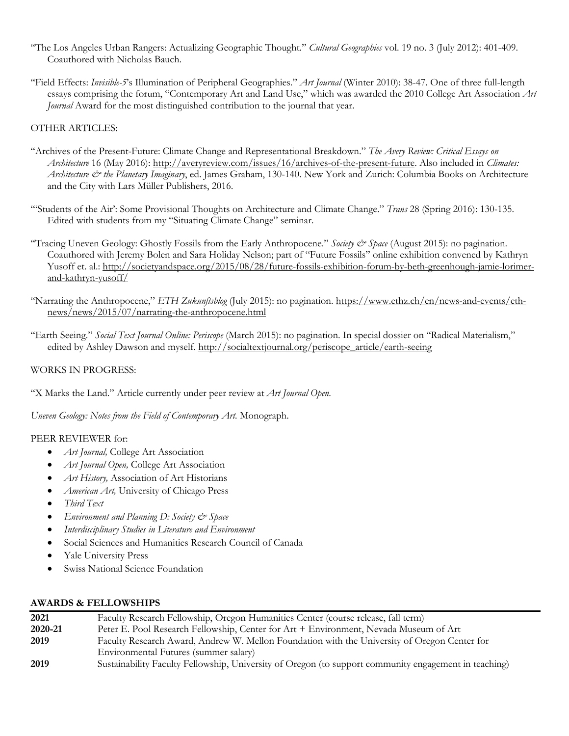"The Los Angeles Urban Rangers: Actualizing Geographic Thought." *Cultural Geographies* vol. 19 no. 3 (July 2012): 401-409. Coauthored with Nicholas Bauch.

"Field Effects: *Invisible-5*'s Illumination of Peripheral Geographies." *Art Journal* (Winter 2010): 38-47. One of three full-length essays comprising the forum, "Contemporary Art and Land Use," which was awarded the 2010 College Art Association *Art Journal* Award for the most distinguished contribution to the journal that year.

OTHER ARTICLES:

"Archives of the Present-Future: Climate Change and Representational Breakdown." *The Avery Review: Critical Essays on Architecture* 16 (May 2016): http://averyreview.com/issues/16/archives-of-the-present-future. Also included in *Climates: Architecture & the Planetary Imaginary*, ed. James Graham, 130-140. New York and Zurich: Columbia Books on Architecture and the City with Lars Müller Publishers, 2016.

"'Students of the Air': Some Provisional Thoughts on Architecture and Climate Change." *Trans* 28 (Spring 2016): 130-135. Edited with students from my "Situating Climate Change" seminar.

"Tracing Uneven Geology: Ghostly Fossils from the Early Anthropocene." *Society & Space* (August 2015): no pagination. Coauthored with Jeremy Bolen and Sara Holiday Nelson; part of "Future Fossils" online exhibition convened by Kathryn Yusoff et. al.: http://societyandspace.org/2015/08/28/future-fossils-exhibition-forum-by-beth-greenhough-jamie-lorimer-and-kathryn-yusoff/

"Narrating the Anthropocene," *ETH Zukunftsblog* (July 2015): no pagination. https://www.ethz.ch/en/news-and-events/eth-news/news/2015/07/narrating-the-anthropocene.html

"Earth Seeing." *Social Text Journal Online: Periscope* (March 2015): no pagination. In special dossier on "Radical Materialism," edited by Ashley Dawson and myself. http://socialtextjournal.org/periscope_article/earth-seeing

WORKS IN PROGRESS:

"X Marks the Land." Article currently under peer review at *Art Journal Open*.

*Uneven Geology: Notes from the Field of Contemporary Art.* Monograph.

PEER REVIEWER for:

- *Art Journal,* College Art Association
- *Art Journal Open,* College Art Association
- *Art History,* Association of Art Historians
- *American Art,* University of Chicago Press
- *Third Text*
- *Environment and Planning D: Society & Space*
- *Interdisciplinary Studies in Literature and Environment*
- Social Sciences and Humanities Research Council of Canada
- Yale University Press
- Swiss National Science Foundation

## AWARDS & FELLOWSHIPS

| | |
|---|---|
| **2021** | Faculty Research Fellowship, Oregon Humanities Center (course release, fall term) |
| **2020-21** | Peter E. Pool Research Fellowship, Center for Art + Environment, Nevada Museum of Art |
| **2019** | Faculty Research Award, Andrew W. Mellon Foundation with the University of Oregon Center for Environmental Futures (summer salary) |
| **2019** | Sustainability Faculty Fellowship, University of Oregon (to support community engagement in teaching) |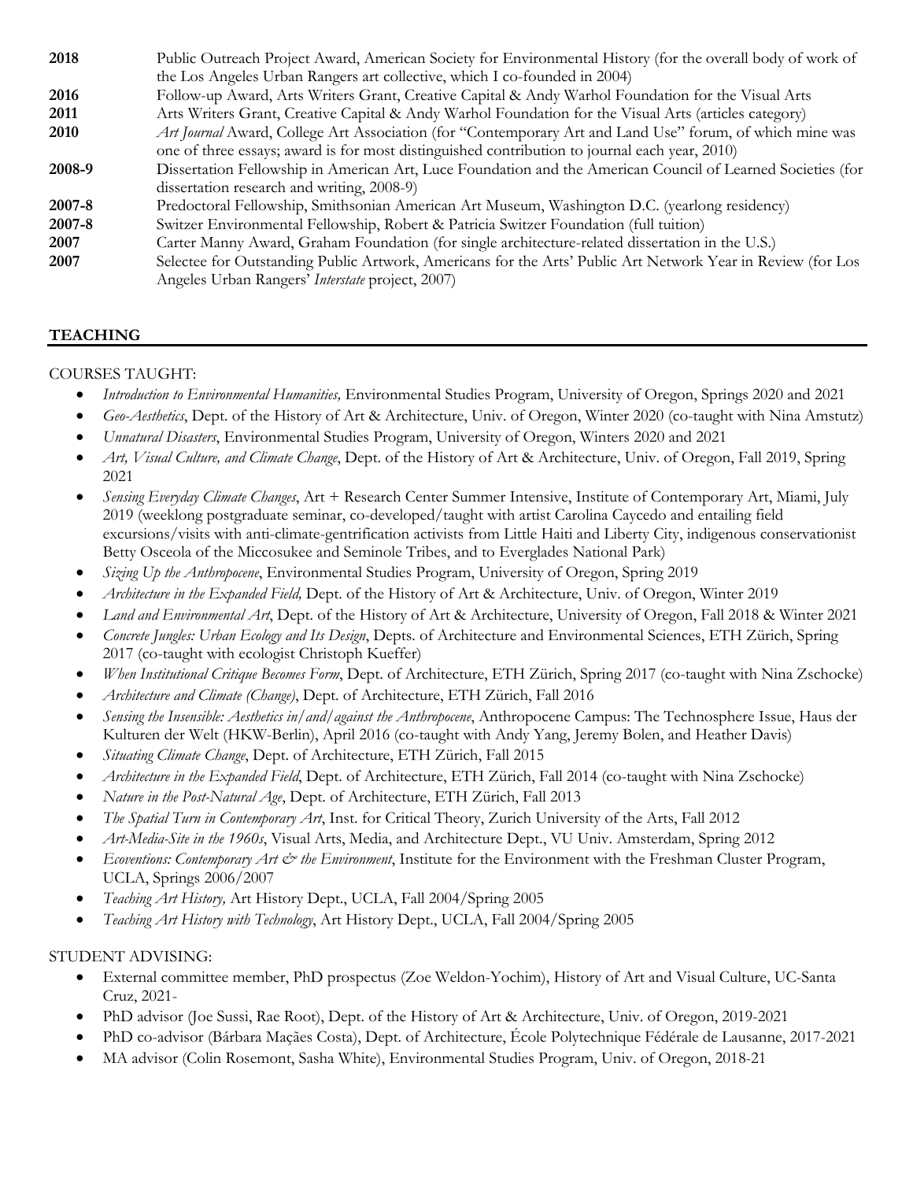| | |
|---|---|
| **2018** | Public Outreach Project Award, American Society for Environmental History (for the overall body of work of the Los Angeles Urban Rangers art collective, which I co-founded in 2004) |
| **2016** | Follow-up Award, Arts Writers Grant, Creative Capital & Andy Warhol Foundation for the Visual Arts |
| **2011** | Arts Writers Grant, Creative Capital & Andy Warhol Foundation for the Visual Arts (articles category) |
| **2010** | *Art Journal* Award, College Art Association (for "Contemporary Art and Land Use" forum, of which mine was one of three essays; award is for most distinguished contribution to journal each year, 2010) |
| **2008-9** | Dissertation Fellowship in American Art, Luce Foundation and the American Council of Learned Societies (for dissertation research and writing, 2008-9) |
| **2007-8** | Predoctoral Fellowship, Smithsonian American Art Museum, Washington D.C. (yearlong residency) |
| **2007-8** | Switzer Environmental Fellowship, Robert & Patricia Switzer Foundation (full tuition) |
| **2007** | Carter Manny Award, Graham Foundation (for single architecture-related dissertation in the U.S.) |
| **2007** | Selectee for Outstanding Public Artwork, Americans for the Arts' Public Art Network Year in Review (for Los Angeles Urban Rangers' *Interstate* project, 2007) |

## TEACHING

COURSES TAUGHT:

- *Introduction to Environmental Humanities,* Environmental Studies Program, University of Oregon, Springs 2020 and 2021
- *Geo-Aesthetics*, Dept. of the History of Art & Architecture, Univ. of Oregon, Winter 2020 (co-taught with Nina Amstutz)
- *Unnatural Disasters*, Environmental Studies Program, University of Oregon, Winters 2020 and 2021
- *Art, Visual Culture, and Climate Change*, Dept. of the History of Art & Architecture, Univ. of Oregon, Fall 2019, Spring 2021
- *Sensing Everyday Climate Changes*, Art + Research Center Summer Intensive, Institute of Contemporary Art, Miami, July 2019 (weeklong postgraduate seminar, co-developed/taught with artist Carolina Caycedo and entailing field excursions/visits with anti-climate-gentrification activists from Little Haiti and Liberty City, indigenous conservationist Betty Osceola of the Miccosukee and Seminole Tribes, and to Everglades National Park)
- *Sizing Up the Anthropocene*, Environmental Studies Program, University of Oregon, Spring 2019
- *Architecture in the Expanded Field,* Dept. of the History of Art & Architecture, Univ. of Oregon, Winter 2019
- *Land and Environmental Art*, Dept. of the History of Art & Architecture, University of Oregon, Fall 2018 & Winter 2021
- *Concrete Jungles: Urban Ecology and Its Design*, Depts. of Architecture and Environmental Sciences, ETH Zürich, Spring 2017 (co-taught with ecologist Christoph Kueffer)
- *When Institutional Critique Becomes Form*, Dept. of Architecture, ETH Zürich, Spring 2017 (co-taught with Nina Zschocke)
- *Architecture and Climate (Change)*, Dept. of Architecture, ETH Zürich, Fall 2016
- *Sensing the Insensible: Aesthetics in/and/against the Anthropocene*, Anthropocene Campus: The Technosphere Issue, Haus der Kulturen der Welt (HKW-Berlin), April 2016 (co-taught with Andy Yang, Jeremy Bolen, and Heather Davis)
- *Situating Climate Change*, Dept. of Architecture, ETH Zürich, Fall 2015
- *Architecture in the Expanded Field*, Dept. of Architecture, ETH Zürich, Fall 2014 (co-taught with Nina Zschocke)
- *Nature in the Post-Natural Age*, Dept. of Architecture, ETH Zürich, Fall 2013
- *The Spatial Turn in Contemporary Art*, Inst. for Critical Theory, Zurich University of the Arts, Fall 2012
- *Art-Media-Site in the 1960s*, Visual Arts, Media, and Architecture Dept., VU Univ. Amsterdam, Spring 2012
- *Ecoventions: Contemporary Art & the Environment*, Institute for the Environment with the Freshman Cluster Program, UCLA, Springs 2006/2007
- *Teaching Art History,* Art History Dept., UCLA, Fall 2004/Spring 2005
- *Teaching Art History with Technology*, Art History Dept., UCLA, Fall 2004/Spring 2005

STUDENT ADVISING:

- External committee member, PhD prospectus (Zoe Weldon-Yochim), History of Art and Visual Culture, UC-Santa Cruz, 2021-
- PhD advisor (Joe Sussi, Rae Root), Dept. of the History of Art & Architecture, Univ. of Oregon, 2019-2021
- PhD co-advisor (Bárbara Maçães Costa), Dept. of Architecture, École Polytechnique Fédérale de Lausanne, 2017-2021
- MA advisor (Colin Rosemont, Sasha White), Environmental Studies Program, Univ. of Oregon, 2018-21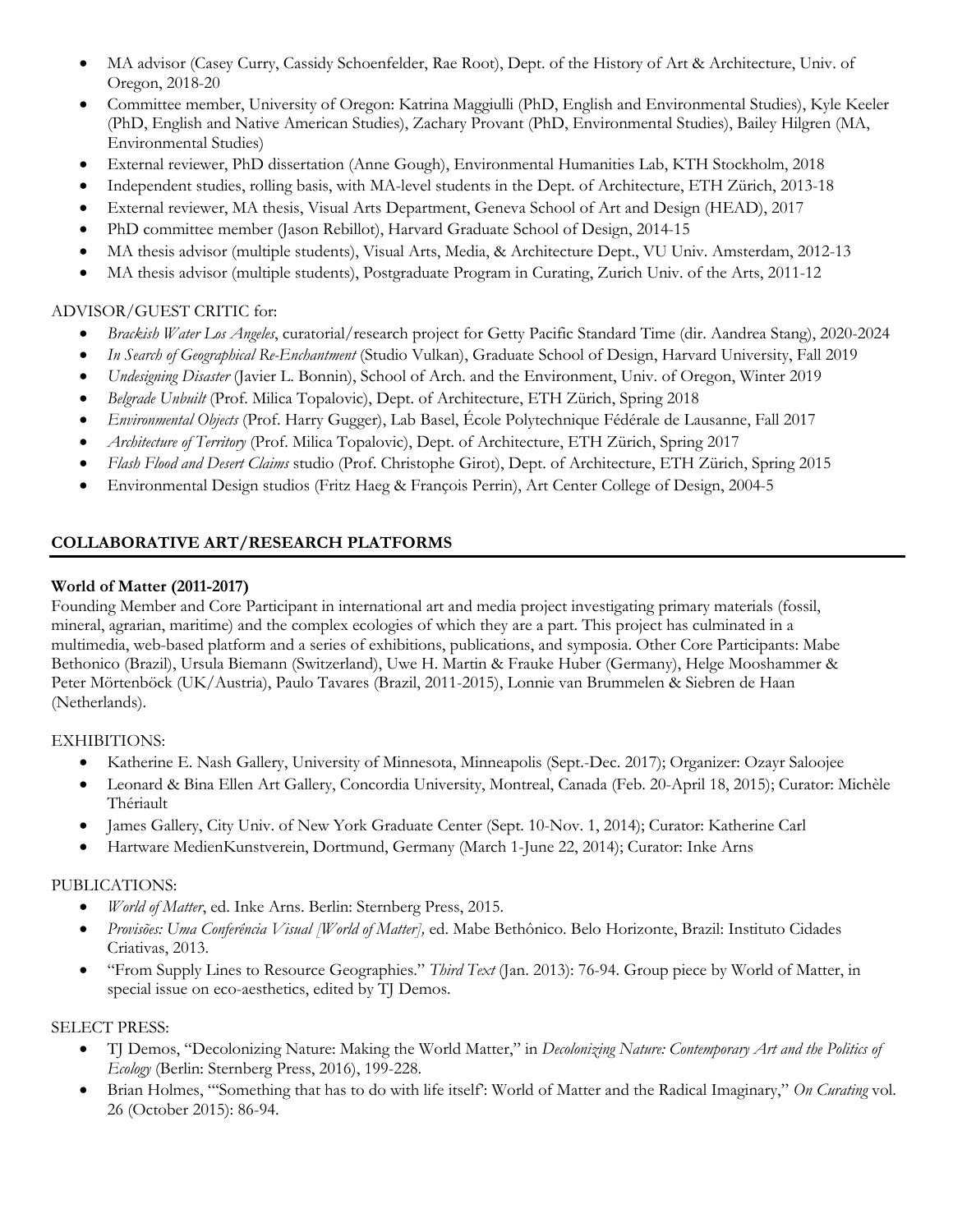- MA advisor (Casey Curry, Cassidy Schoenfelder, Rae Root), Dept. of the History of Art & Architecture, Univ. of Oregon, 2018-20
- Committee member, University of Oregon: Katrina Maggiulli (PhD, English and Environmental Studies), Kyle Keeler (PhD, English and Native American Studies), Zachary Provant (PhD, Environmental Studies), Bailey Hilgren (MA, Environmental Studies)
- External reviewer, PhD dissertation (Anne Gough), Environmental Humanities Lab, KTH Stockholm, 2018
- Independent studies, rolling basis, with MA-level students in the Dept. of Architecture, ETH Zürich, 2013-18
- External reviewer, MA thesis, Visual Arts Department, Geneva School of Art and Design (HEAD), 2017
- PhD committee member (Jason Rebillot), Harvard Graduate School of Design, 2014-15
- MA thesis advisor (multiple students), Visual Arts, Media, & Architecture Dept., VU Univ. Amsterdam, 2012-13
- MA thesis advisor (multiple students), Postgraduate Program in Curating, Zurich Univ. of the Arts, 2011-12

ADVISOR/GUEST CRITIC for:

- *Brackish Water Los Angeles*, curatorial/research project for Getty Pacific Standard Time (dir. Aandrea Stang), 2020-2024
- *In Search of Geographical Re-Enchantment* (Studio Vulkan), Graduate School of Design, Harvard University, Fall 2019
- *Undesigning Disaster* (Javier L. Bonnin), School of Arch. and the Environment, Univ. of Oregon, Winter 2019
- *Belgrade Unbuilt* (Prof. Milica Topalovic), Dept. of Architecture, ETH Zürich, Spring 2018
- *Environmental Objects* (Prof. Harry Gugger), Lab Basel, École Polytechnique Fédérale de Lausanne, Fall 2017
- *Architecture of Territory* (Prof. Milica Topalovic), Dept. of Architecture, ETH Zürich, Spring 2017
- *Flash Flood and Desert Claims* studio (Prof. Christophe Girot), Dept. of Architecture, ETH Zürich, Spring 2015
- Environmental Design studios (Fritz Haeg & François Perrin), Art Center College of Design, 2004-5

## COLLABORATIVE ART/RESEARCH PLATFORMS

**World of Matter (2011-2017)**

Founding Member and Core Participant in international art and media project investigating primary materials (fossil, mineral, agrarian, maritime) and the complex ecologies of which they are a part. This project has culminated in a multimedia, web-based platform and a series of exhibitions, publications, and symposia. Other Core Participants: Mabe Bethonico (Brazil), Ursula Biemann (Switzerland), Uwe H. Martin & Frauke Huber (Germany), Helge Mooshammer & Peter Mörtenböck (UK/Austria), Paulo Tavares (Brazil, 2011-2015), Lonnie van Brummelen & Siebren de Haan (Netherlands).

EXHIBITIONS:

- Katherine E. Nash Gallery, University of Minnesota, Minneapolis (Sept.-Dec. 2017); Organizer: Ozayr Saloojee
- Leonard & Bina Ellen Art Gallery, Concordia University, Montreal, Canada (Feb. 20-April 18, 2015); Curator: Michèle Thériault
- James Gallery, City Univ. of New York Graduate Center (Sept. 10-Nov. 1, 2014); Curator: Katherine Carl
- Hartware MedienKunstverein, Dortmund, Germany (March 1-June 22, 2014); Curator: Inke Arns

PUBLICATIONS:

- *World of Matter*, ed. Inke Arns. Berlin: Sternberg Press, 2015.
- *Provisões: Uma Conferência Visual [World of Matter],* ed. Mabe Bethônico. Belo Horizonte, Brazil: Instituto Cidades Criativas, 2013.
- "From Supply Lines to Resource Geographies." *Third Text* (Jan. 2013): 76-94. Group piece by World of Matter, in special issue on eco-aesthetics, edited by TJ Demos.

SELECT PRESS:

- TJ Demos, "Decolonizing Nature: Making the World Matter," in *Decolonizing Nature: Contemporary Art and the Politics of Ecology* (Berlin: Sternberg Press, 2016), 199-228.
- Brian Holmes, "'Something that has to do with life itself': World of Matter and the Radical Imaginary," *On Curating* vol. 26 (October 2015): 86-94.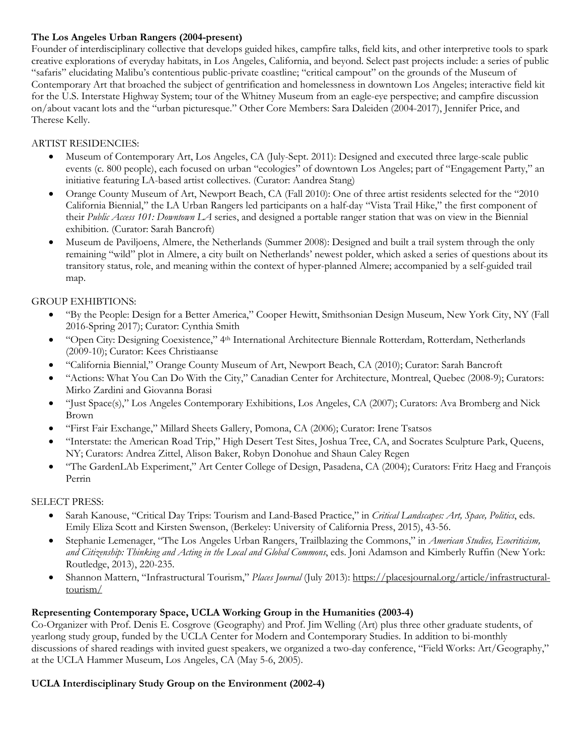**The Los Angeles Urban Rangers (2004-present)**

Founder of interdisciplinary collective that develops guided hikes, campfire talks, field kits, and other interpretive tools to spark creative explorations of everyday habitats, in Los Angeles, California, and beyond. Select past projects include: a series of public "safaris" elucidating Malibu's contentious public-private coastline; "critical campout" on the grounds of the Museum of Contemporary Art that broached the subject of gentrification and homelessness in downtown Los Angeles; interactive field kit for the U.S. Interstate Highway System; tour of the Whitney Museum from an eagle-eye perspective; and campfire discussion on/about vacant lots and the "urban picturesque." Other Core Members: Sara Daleiden (2004-2017), Jennifer Price, and Therese Kelly.

ARTIST RESIDENCIES:

- Museum of Contemporary Art, Los Angeles, CA (July-Sept. 2011): Designed and executed three large-scale public events (c. 800 people), each focused on urban "ecologies" of downtown Los Angeles; part of "Engagement Party," an initiative featuring LA-based artist collectives. (Curator: Aandrea Stang)
- Orange County Museum of Art, Newport Beach, CA (Fall 2010): One of three artist residents selected for the "2010 California Biennial," the LA Urban Rangers led participants on a half-day "Vista Trail Hike," the first component of their *Public Access 101: Downtown LA* series, and designed a portable ranger station that was on view in the Biennial exhibition. (Curator: Sarah Bancroft)
- Museum de Paviljoens, Almere, the Netherlands (Summer 2008): Designed and built a trail system through the only remaining "wild" plot in Almere, a city built on Netherlands' newest polder, which asked a series of questions about its transitory status, role, and meaning within the context of hyper-planned Almere; accompanied by a self-guided trail map.

GROUP EXHIBTIONS:

- "By the People: Design for a Better America," Cooper Hewitt, Smithsonian Design Museum, New York City, NY (Fall 2016-Spring 2017); Curator: Cynthia Smith
- "Open City: Designing Coexistence," 4th International Architecture Biennale Rotterdam, Rotterdam, Netherlands (2009-10); Curator: Kees Christiaanse
- "California Biennial," Orange County Museum of Art, Newport Beach, CA (2010); Curator: Sarah Bancroft
- "Actions: What You Can Do With the City," Canadian Center for Architecture, Montreal, Quebec (2008-9); Curators: Mirko Zardini and Giovanna Borasi
- "Just Space(s)," Los Angeles Contemporary Exhibitions, Los Angeles, CA (2007); Curators: Ava Bromberg and Nick Brown
- "First Fair Exchange," Millard Sheets Gallery, Pomona, CA (2006); Curator: Irene Tsatsos
- "Interstate: the American Road Trip," High Desert Test Sites, Joshua Tree, CA, and Socrates Sculpture Park, Queens, NY; Curators: Andrea Zittel, Alison Baker, Robyn Donohue and Shaun Caley Regen
- "The GardenLAb Experiment," Art Center College of Design, Pasadena, CA (2004); Curators: Fritz Haeg and François Perrin

SELECT PRESS:

- Sarah Kanouse, "Critical Day Trips: Tourism and Land-Based Practice," in *Critical Landscapes: Art, Space, Politics*, eds. Emily Eliza Scott and Kirsten Swenson, (Berkeley: University of California Press, 2015), 43-56.
- Stephanie Lemenager, "The Los Angeles Urban Rangers, Trailblazing the Commons," in *American Studies, Ecocriticism, and Citizenship: Thinking and Acting in the Local and Global Commons*, eds. Joni Adamson and Kimberly Ruffin (New York: Routledge, 2013), 220-235.
- Shannon Mattern, "Infrastructural Tourism," *Places Journal* (July 2013): https://placesjournal.org/article/infrastructural-tourism/

**Representing Contemporary Space, UCLA Working Group in the Humanities (2003-4)**

Co-Organizer with Prof. Denis E. Cosgrove (Geography) and Prof. Jim Welling (Art) plus three other graduate students, of yearlong study group, funded by the UCLA Center for Modern and Contemporary Studies. In addition to bi-monthly discussions of shared readings with invited guest speakers, we organized a two-day conference, "Field Works: Art/Geography," at the UCLA Hammer Museum, Los Angeles, CA (May 5-6, 2005).

**UCLA Interdisciplinary Study Group on the Environment (2002-4)**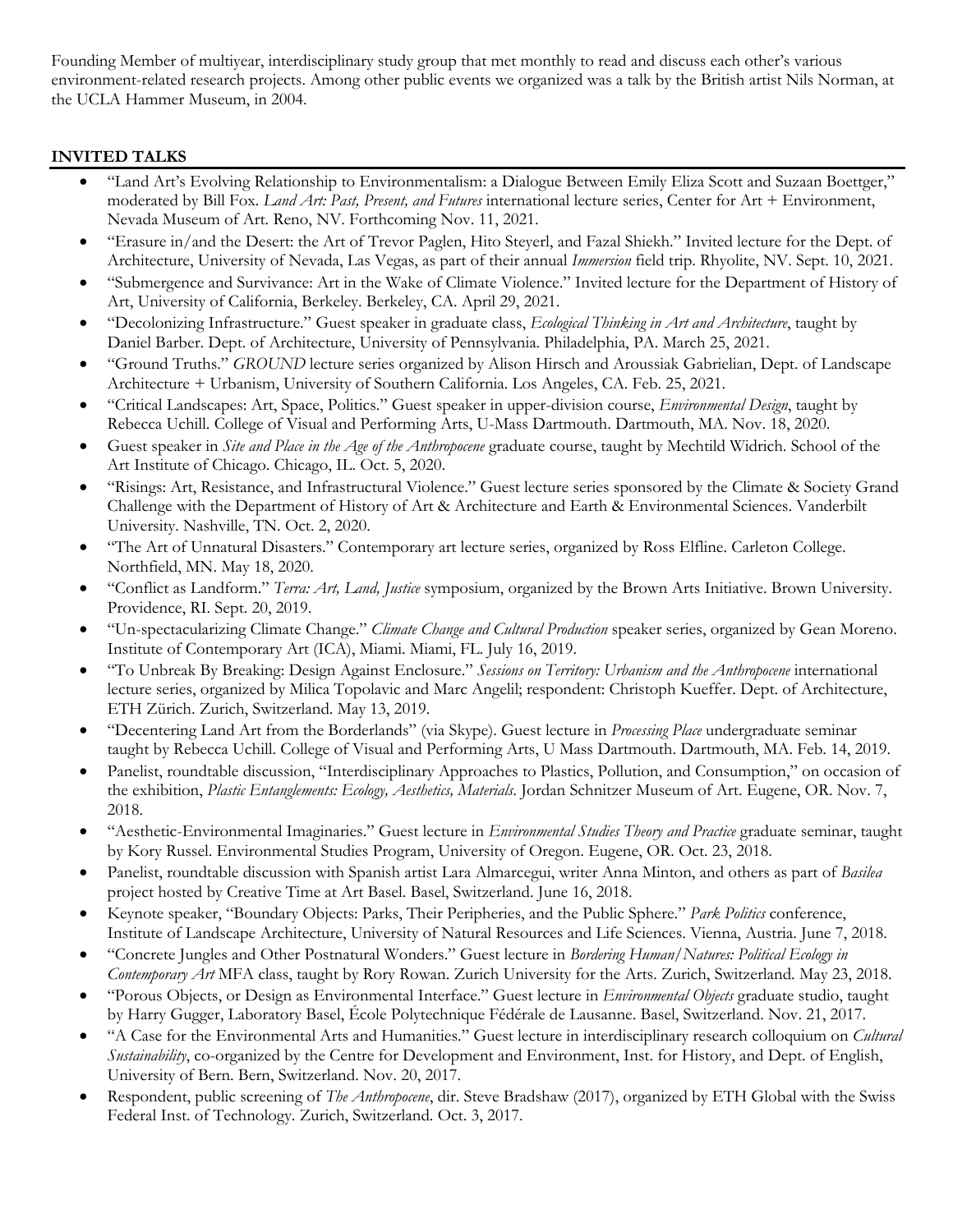Founding Member of multiyear, interdisciplinary study group that met monthly to read and discuss each other's various environment-related research projects. Among other public events we organized was a talk by the British artist Nils Norman, at the UCLA Hammer Museum, in 2004.

## INVITED TALKS

- "Land Art's Evolving Relationship to Environmentalism: a Dialogue Between Emily Eliza Scott and Suzaan Boettger," moderated by Bill Fox. *Land Art: Past, Present, and Futures* international lecture series, Center for Art + Environment, Nevada Museum of Art. Reno, NV. Forthcoming Nov. 11, 2021.
- "Erasure in/and the Desert: the Art of Trevor Paglen, Hito Steyerl, and Fazal Shiekh." Invited lecture for the Dept. of Architecture, University of Nevada, Las Vegas, as part of their annual *Immersion* field trip. Rhyolite, NV. Sept. 10, 2021.
- "Submergence and Survivance: Art in the Wake of Climate Violence." Invited lecture for the Department of History of Art, University of California, Berkeley. Berkeley, CA. April 29, 2021.
- "Decolonizing Infrastructure." Guest speaker in graduate class, *Ecological Thinking in Art and Architecture*, taught by Daniel Barber. Dept. of Architecture, University of Pennsylvania. Philadelphia, PA. March 25, 2021.
- "Ground Truths." *GROUND* lecture series organized by Alison Hirsch and Aroussiak Gabrielian, Dept. of Landscape Architecture + Urbanism, University of Southern California. Los Angeles, CA. Feb. 25, 2021.
- "Critical Landscapes: Art, Space, Politics." Guest speaker in upper-division course, *Environmental Design*, taught by Rebecca Uchill. College of Visual and Performing Arts, U-Mass Dartmouth. Dartmouth, MA. Nov. 18, 2020.
- Guest speaker in *Site and Place in the Age of the Anthropocene* graduate course, taught by Mechtild Widrich. School of the Art Institute of Chicago. Chicago, IL. Oct. 5, 2020.
- "Risings: Art, Resistance, and Infrastructural Violence." Guest lecture series sponsored by the Climate & Society Grand Challenge with the Department of History of Art & Architecture and Earth & Environmental Sciences. Vanderbilt University. Nashville, TN. Oct. 2, 2020.
- "The Art of Unnatural Disasters." Contemporary art lecture series, organized by Ross Elfline. Carleton College. Northfield, MN. May 18, 2020.
- "Conflict as Landform." *Terra: Art, Land, Justice* symposium, organized by the Brown Arts Initiative. Brown University. Providence, RI. Sept. 20, 2019.
- "Un-spectacularizing Climate Change." *Climate Change and Cultural Production* speaker series, organized by Gean Moreno. Institute of Contemporary Art (ICA), Miami. Miami, FL. July 16, 2019.
- "To Unbreak By Breaking: Design Against Enclosure." *Sessions on Territory: Urbanism and the Anthropocene* international lecture series, organized by Milica Topolavic and Marc Angelil; respondent: Christoph Kueffer. Dept. of Architecture, ETH Zürich. Zurich, Switzerland. May 13, 2019.
- "Decentering Land Art from the Borderlands" (via Skype). Guest lecture in *Processing Place* undergraduate seminar taught by Rebecca Uchill. College of Visual and Performing Arts, U Mass Dartmouth. Dartmouth, MA. Feb. 14, 2019.
- Panelist, roundtable discussion, "Interdisciplinary Approaches to Plastics, Pollution, and Consumption," on occasion of the exhibition, *Plastic Entanglements: Ecology, Aesthetics, Materials*. Jordan Schnitzer Museum of Art. Eugene, OR. Nov. 7, 2018.
- "Aesthetic-Environmental Imaginaries." Guest lecture in *Environmental Studies Theory and Practice* graduate seminar, taught by Kory Russel. Environmental Studies Program, University of Oregon. Eugene, OR. Oct. 23, 2018.
- Panelist, roundtable discussion with Spanish artist Lara Almarcegui, writer Anna Minton, and others as part of *Basilea* project hosted by Creative Time at Art Basel. Basel, Switzerland. June 16, 2018.
- Keynote speaker, "Boundary Objects: Parks, Their Peripheries, and the Public Sphere." *Park Politics* conference, Institute of Landscape Architecture, University of Natural Resources and Life Sciences. Vienna, Austria. June 7, 2018.
- "Concrete Jungles and Other Postnatural Wonders." Guest lecture in *Bordering Human/Natures: Political Ecology in Contemporary Art* MFA class, taught by Rory Rowan. Zurich University for the Arts. Zurich, Switzerland. May 23, 2018.
- "Porous Objects, or Design as Environmental Interface." Guest lecture in *Environmental Objects* graduate studio, taught by Harry Gugger, Laboratory Basel, École Polytechnique Fédérale de Lausanne. Basel, Switzerland. Nov. 21, 2017.
- "A Case for the Environmental Arts and Humanities." Guest lecture in interdisciplinary research colloquium on *Cultural Sustainability*, co-organized by the Centre for Development and Environment, Inst. for History, and Dept. of English, University of Bern. Bern, Switzerland. Nov. 20, 2017.
- Respondent, public screening of *The Anthropocene*, dir. Steve Bradshaw (2017), organized by ETH Global with the Swiss Federal Inst. of Technology. Zurich, Switzerland. Oct. 3, 2017.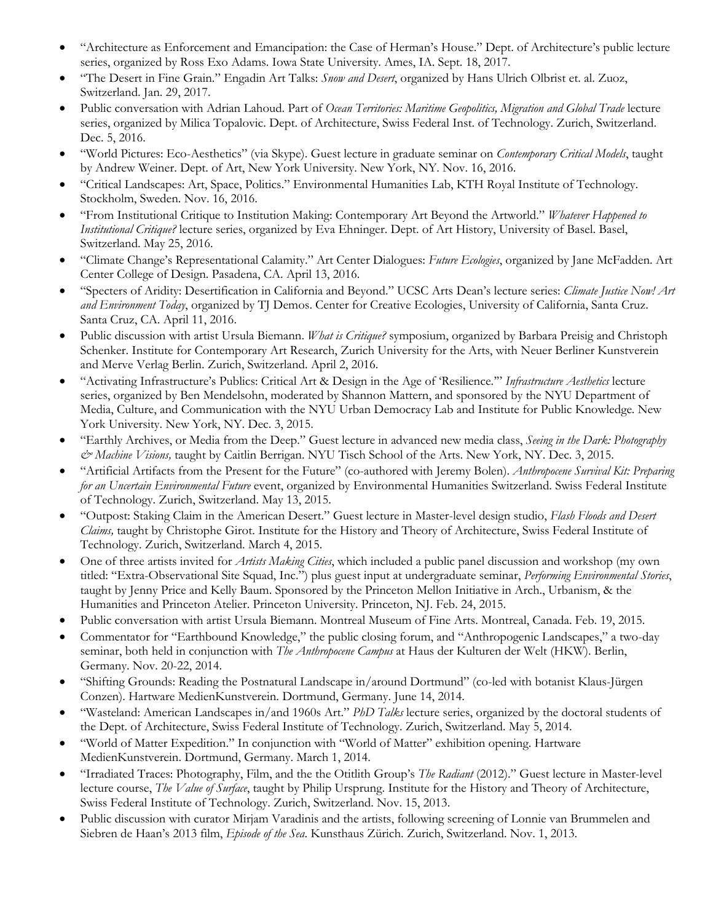- "Architecture as Enforcement and Emancipation: the Case of Herman's House." Dept. of Architecture's public lecture series, organized by Ross Exo Adams. Iowa State University. Ames, IA. Sept. 18, 2017.
- "The Desert in Fine Grain." Engadin Art Talks: *Snow and Desert*, organized by Hans Ulrich Olbrist et. al. Zuoz, Switzerland. Jan. 29, 2017.
- Public conversation with Adrian Lahoud. Part of *Ocean Territories: Maritime Geopolitics, Migration and Global Trade* lecture series, organized by Milica Topalovic. Dept. of Architecture, Swiss Federal Inst. of Technology. Zurich, Switzerland. Dec. 5, 2016.
- "World Pictures: Eco-Aesthetics" (via Skype). Guest lecture in graduate seminar on *Contemporary Critical Models*, taught by Andrew Weiner. Dept. of Art, New York University. New York, NY. Nov. 16, 2016.
- "Critical Landscapes: Art, Space, Politics." Environmental Humanities Lab, KTH Royal Institute of Technology. Stockholm, Sweden. Nov. 16, 2016.
- "From Institutional Critique to Institution Making: Contemporary Art Beyond the Artworld." *Whatever Happened to Institutional Critique?* lecture series, organized by Eva Ehninger. Dept. of Art History, University of Basel. Basel, Switzerland. May 25, 2016.
- "Climate Change's Representational Calamity." Art Center Dialogues: *Future Ecologies*, organized by Jane McFadden. Art Center College of Design. Pasadena, CA. April 13, 2016.
- "Specters of Aridity: Desertification in California and Beyond." UCSC Arts Dean's lecture series: *Climate Justice Now! Art and Environment Today*, organized by TJ Demos. Center for Creative Ecologies, University of California, Santa Cruz. Santa Cruz, CA. April 11, 2016.
- Public discussion with artist Ursula Biemann. *What is Critique?* symposium, organized by Barbara Preisig and Christoph Schenker. Institute for Contemporary Art Research, Zurich University for the Arts, with Neuer Berliner Kunstverein and Merve Verlag Berlin. Zurich, Switzerland. April 2, 2016.
- "Activating Infrastructure's Publics: Critical Art & Design in the Age of 'Resilience.'" *Infrastructure Aesthetics* lecture series, organized by Ben Mendelsohn, moderated by Shannon Mattern, and sponsored by the NYU Department of Media, Culture, and Communication with the NYU Urban Democracy Lab and Institute for Public Knowledge. New York University. New York, NY. Dec. 3, 2015.
- "Earthly Archives, or Media from the Deep." Guest lecture in advanced new media class, *Seeing in the Dark: Photography & Machine Visions,* taught by Caitlin Berrigan. NYU Tisch School of the Arts. New York, NY. Dec. 3, 2015.
- "Artificial Artifacts from the Present for the Future" (co-authored with Jeremy Bolen). *Anthropocene Survival Kit: Preparing for an Uncertain Environmental Future* event, organized by Environmental Humanities Switzerland. Swiss Federal Institute of Technology. Zurich, Switzerland. May 13, 2015.
- "Outpost: Staking Claim in the American Desert." Guest lecture in Master-level design studio, *Flash Floods and Desert Claims,* taught by Christophe Girot. Institute for the History and Theory of Architecture, Swiss Federal Institute of Technology. Zurich, Switzerland. March 4, 2015.
- One of three artists invited for *Artists Making Cities*, which included a public panel discussion and workshop (my own titled: "Extra-Observational Site Squad, Inc.") plus guest input at undergraduate seminar, *Performing Environmental Stories*, taught by Jenny Price and Kelly Baum. Sponsored by the Princeton Mellon Initiative in Arch., Urbanism, & the Humanities and Princeton Atelier. Princeton University. Princeton, NJ. Feb. 24, 2015.
- Public conversation with artist Ursula Biemann. Montreal Museum of Fine Arts. Montreal, Canada. Feb. 19, 2015.
- Commentator for "Earthbound Knowledge," the public closing forum, and "Anthropogenic Landscapes," a two-day seminar, both held in conjunction with *The Anthropocene Campus* at Haus der Kulturen der Welt (HKW). Berlin, Germany. Nov. 20-22, 2014.
- "Shifting Grounds: Reading the Postnatural Landscape in/around Dortmund" (co-led with botanist Klaus-Jürgen Conzen). Hartware MedienKunstverein. Dortmund, Germany. June 14, 2014.
- "Wasteland: American Landscapes in/and 1960s Art." *PhD Talks* lecture series, organized by the doctoral students of the Dept. of Architecture, Swiss Federal Institute of Technology. Zurich, Switzerland. May 5, 2014.
- "World of Matter Expedition." In conjunction with "World of Matter" exhibition opening. Hartware MedienKunstverein. Dortmund, Germany. March 1, 2014.
- "Irradiated Traces: Photography, Film, and the the Otitlith Group's *The Radiant* (2012)." Guest lecture in Master-level lecture course, *The Value of Surface*, taught by Philip Ursprung. Institute for the History and Theory of Architecture, Swiss Federal Institute of Technology. Zurich, Switzerland. Nov. 15, 2013.
- Public discussion with curator Mirjam Varadinis and the artists, following screening of Lonnie van Brummelen and Siebren de Haan's 2013 film, *Episode of the Sea*. Kunsthaus Zürich. Zurich, Switzerland. Nov. 1, 2013.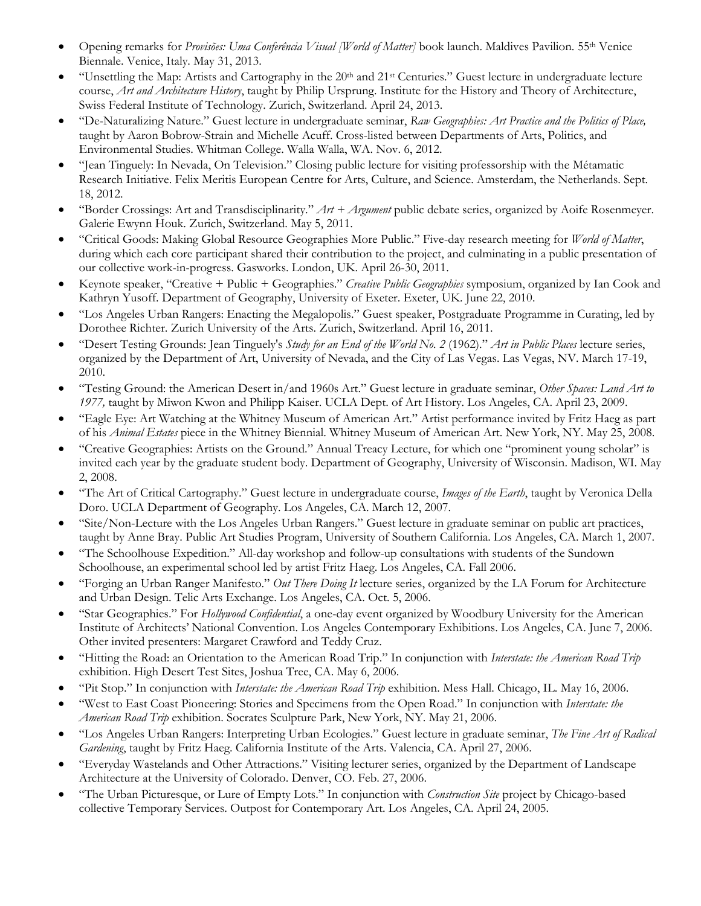- Opening remarks for *Provisões: Uma Conferência Visual [World of Matter]* book launch. Maldives Pavilion. 55th Venice Biennale. Venice, Italy. May 31, 2013.
- "Unsettling the Map: Artists and Cartography in the 20th and 21st Centuries." Guest lecture in undergraduate lecture course, *Art and Architecture History*, taught by Philip Ursprung. Institute for the History and Theory of Architecture, Swiss Federal Institute of Technology. Zurich, Switzerland. April 24, 2013.
- "De-Naturalizing Nature." Guest lecture in undergraduate seminar, *Raw Geographies: Art Practice and the Politics of Place,* taught by Aaron Bobrow-Strain and Michelle Acuff. Cross-listed between Departments of Arts, Politics, and Environmental Studies. Whitman College. Walla Walla, WA. Nov. 6, 2012.
- "Jean Tinguely: In Nevada, On Television." Closing public lecture for visiting professorship with the Métamatic Research Initiative. Felix Meritis European Centre for Arts, Culture, and Science. Amsterdam, the Netherlands. Sept. 18, 2012.
- "Border Crossings: Art and Transdisciplinarity." *Art + Argument* public debate series, organized by Aoife Rosenmeyer. Galerie Ewynn Houk. Zurich, Switzerland. May 5, 2011.
- "Critical Goods: Making Global Resource Geographies More Public." Five-day research meeting for *World of Matter*, during which each core participant shared their contribution to the project, and culminating in a public presentation of our collective work-in-progress. Gasworks. London, UK. April 26-30, 2011.
- Keynote speaker, "Creative + Public + Geographies." *Creative Public Geographies* symposium, organized by Ian Cook and Kathryn Yusoff. Department of Geography, University of Exeter. Exeter, UK. June 22, 2010.
- "Los Angeles Urban Rangers: Enacting the Megalopolis." Guest speaker, Postgraduate Programme in Curating, led by Dorothee Richter. Zurich University of the Arts. Zurich, Switzerland. April 16, 2011.
- "Desert Testing Grounds: Jean Tinguely's *Study for an End of the World No. 2* (1962)." *Art in Public Places* lecture series, organized by the Department of Art, University of Nevada, and the City of Las Vegas. Las Vegas, NV. March 17-19, 2010.
- "Testing Ground: the American Desert in/and 1960s Art." Guest lecture in graduate seminar, *Other Spaces: Land Art to 1977,* taught by Miwon Kwon and Philipp Kaiser. UCLA Dept. of Art History. Los Angeles, CA. April 23, 2009.
- "Eagle Eye: Art Watching at the Whitney Museum of American Art." Artist performance invited by Fritz Haeg as part of his *Animal Estates* piece in the Whitney Biennial. Whitney Museum of American Art. New York, NY. May 25, 2008.
- "Creative Geographies: Artists on the Ground." Annual Treacy Lecture, for which one "prominent young scholar" is invited each year by the graduate student body. Department of Geography, University of Wisconsin. Madison, WI. May 2, 2008.
- "The Art of Critical Cartography." Guest lecture in undergraduate course, *Images of the Earth*, taught by Veronica Della Doro. UCLA Department of Geography. Los Angeles, CA. March 12, 2007.
- "Site/Non-Lecture with the Los Angeles Urban Rangers." Guest lecture in graduate seminar on public art practices, taught by Anne Bray. Public Art Studies Program, University of Southern California. Los Angeles, CA. March 1, 2007.
- "The Schoolhouse Expedition." All-day workshop and follow-up consultations with students of the Sundown Schoolhouse, an experimental school led by artist Fritz Haeg. Los Angeles, CA. Fall 2006.
- "Forging an Urban Ranger Manifesto." *Out There Doing It* lecture series, organized by the LA Forum for Architecture and Urban Design. Telic Arts Exchange. Los Angeles, CA. Oct. 5, 2006.
- "Star Geographies." For *Hollywood Confidential*, a one-day event organized by Woodbury University for the American Institute of Architects' National Convention. Los Angeles Contemporary Exhibitions. Los Angeles, CA. June 7, 2006. Other invited presenters: Margaret Crawford and Teddy Cruz.
- "Hitting the Road: an Orientation to the American Road Trip." In conjunction with *Interstate: the American Road Trip* exhibition. High Desert Test Sites, Joshua Tree, CA. May 6, 2006.
- "Pit Stop." In conjunction with *Interstate: the American Road Trip* exhibition. Mess Hall. Chicago, IL. May 16, 2006.
- "West to East Coast Pioneering: Stories and Specimens from the Open Road." In conjunction with *Interstate: the American Road Trip* exhibition. Socrates Sculpture Park, New York, NY. May 21, 2006.
- "Los Angeles Urban Rangers: Interpreting Urban Ecologies." Guest lecture in graduate seminar, *The Fine Art of Radical Gardening*, taught by Fritz Haeg. California Institute of the Arts. Valencia, CA. April 27, 2006.
- "Everyday Wastelands and Other Attractions." Visiting lecturer series, organized by the Department of Landscape Architecture at the University of Colorado. Denver, CO. Feb. 27, 2006.
- "The Urban Picturesque, or Lure of Empty Lots." In conjunction with *Construction Site* project by Chicago-based collective Temporary Services. Outpost for Contemporary Art. Los Angeles, CA. April 24, 2005.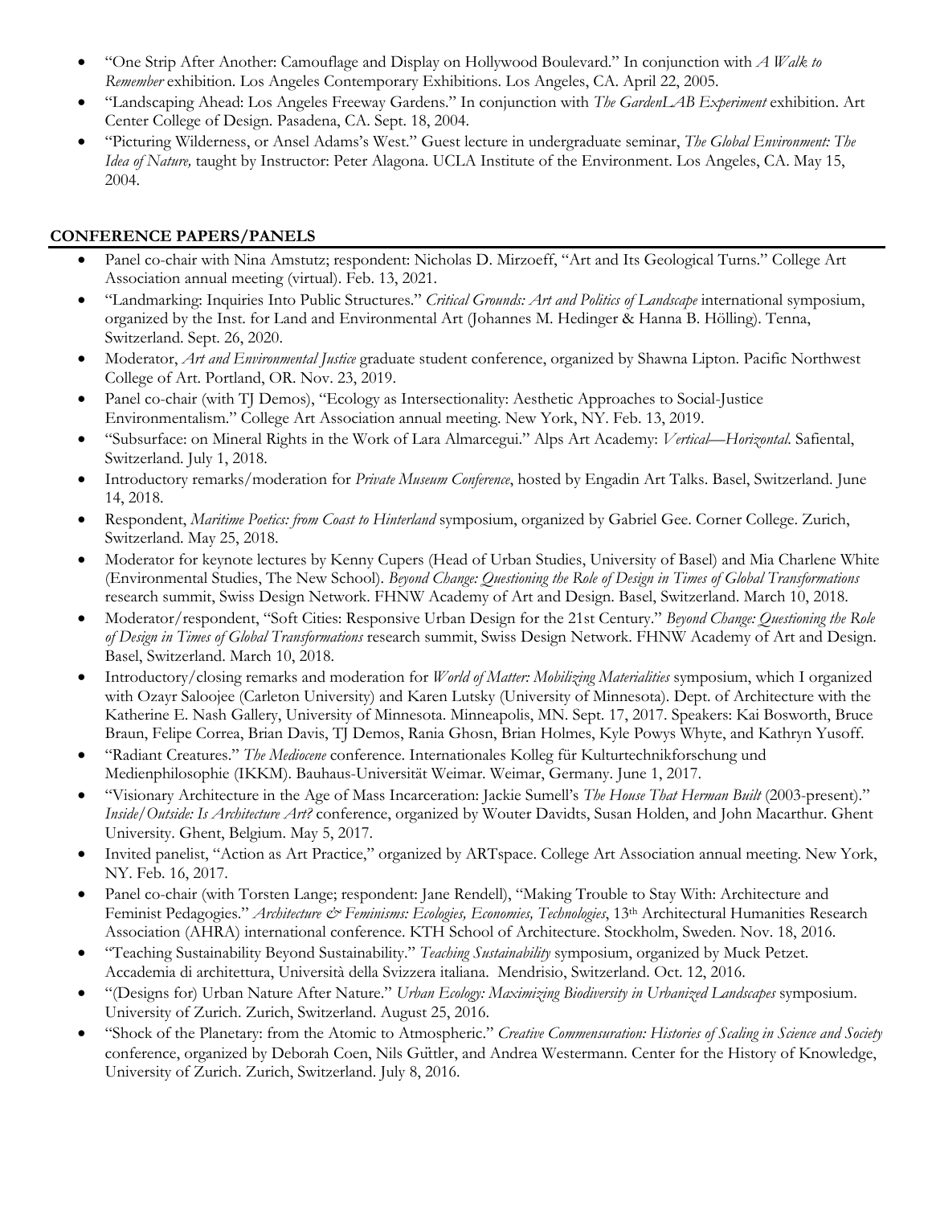- "One Strip After Another: Camouflage and Display on Hollywood Boulevard." In conjunction with *A Walk to Remember* exhibition. Los Angeles Contemporary Exhibitions. Los Angeles, CA. April 22, 2005.
- "Landscaping Ahead: Los Angeles Freeway Gardens." In conjunction with *The GardenLAB Experiment* exhibition. Art Center College of Design. Pasadena, CA. Sept. 18, 2004.
- "Picturing Wilderness, or Ansel Adams's West." Guest lecture in undergraduate seminar, *The Global Environment: The Idea of Nature,* taught by Instructor: Peter Alagona. UCLA Institute of the Environment. Los Angeles, CA. May 15, 2004.

## CONFERENCE PAPERS/PANELS

- Panel co-chair with Nina Amstutz; respondent: Nicholas D. Mirzoeff, "Art and Its Geological Turns." College Art Association annual meeting (virtual). Feb. 13, 2021.
- "Landmarking: Inquiries Into Public Structures." *Critical Grounds: Art and Politics of Landscape* international symposium, organized by the Inst. for Land and Environmental Art (Johannes M. Hedinger & Hanna B. Hölling). Tenna, Switzerland. Sept. 26, 2020.
- Moderator, *Art and Environmental Justice* graduate student conference, organized by Shawna Lipton. Pacific Northwest College of Art. Portland, OR. Nov. 23, 2019.
- Panel co-chair (with TJ Demos), "Ecology as Intersectionality: Aesthetic Approaches to Social-Justice Environmentalism." College Art Association annual meeting. New York, NY. Feb. 13, 2019.
- "Subsurface: on Mineral Rights in the Work of Lara Almarcegui." Alps Art Academy: *Vertical—Horizontal*. Safiental, Switzerland. July 1, 2018.
- Introductory remarks/moderation for *Private Museum Conference*, hosted by Engadin Art Talks. Basel, Switzerland. June 14, 2018.
- Respondent, *Maritime Poetics: from Coast to Hinterland* symposium, organized by Gabriel Gee. Corner College. Zurich, Switzerland. May 25, 2018.
- Moderator for keynote lectures by Kenny Cupers (Head of Urban Studies, University of Basel) and Mia Charlene White (Environmental Studies, The New School). *Beyond Change: Questioning the Role of Design in Times of Global Transformations* research summit, Swiss Design Network. FHNW Academy of Art and Design. Basel, Switzerland. March 10, 2018.
- Moderator/respondent, "Soft Cities: Responsive Urban Design for the 21st Century." *Beyond Change: Questioning the Role of Design in Times of Global Transformations* research summit, Swiss Design Network. FHNW Academy of Art and Design. Basel, Switzerland. March 10, 2018.
- Introductory/closing remarks and moderation for *World of Matter: Mobilizing Materialities* symposium, which I organized with Ozayr Saloojee (Carleton University) and Karen Lutsky (University of Minnesota). Dept. of Architecture with the Katherine E. Nash Gallery, University of Minnesota. Minneapolis, MN. Sept. 17, 2017. Speakers: Kai Bosworth, Bruce Braun, Felipe Correa, Brian Davis, TJ Demos, Rania Ghosn, Brian Holmes, Kyle Powys Whyte, and Kathryn Yusoff.
- "Radiant Creatures." *The Mediocene* conference. Internationales Kolleg für Kulturtechnikforschung und Medienphilosophie (IKKM). Bauhaus-Universität Weimar. Weimar, Germany. June 1, 2017.
- "Visionary Architecture in the Age of Mass Incarceration: Jackie Sumell's *The House That Herman Built* (2003-present)." *Inside/Outside: Is Architecture Art?* conference, organized by Wouter Davidts, Susan Holden, and John Macarthur. Ghent University. Ghent, Belgium. May 5, 2017.
- Invited panelist, "Action as Art Practice," organized by ARTspace. College Art Association annual meeting. New York, NY. Feb. 16, 2017.
- Panel co-chair (with Torsten Lange; respondent: Jane Rendell), "Making Trouble to Stay With: Architecture and Feminist Pedagogies." *Architecture & Feminisms: Ecologies, Economies, Technologies*, 13th Architectural Humanities Research Association (AHRA) international conference. KTH School of Architecture. Stockholm, Sweden. Nov. 18, 2016.
- "Teaching Sustainability Beyond Sustainability." *Teaching Sustainability* symposium, organized by Muck Petzet. Accademia di architettura, Università della Svizzera italiana. Mendrisio, Switzerland. Oct. 12, 2016.
- "(Designs for) Urban Nature After Nature." *Urban Ecology: Maximizing Biodiversity in Urbanized Landscapes* symposium. University of Zurich. Zurich, Switzerland. August 25, 2016.
- "Shock of the Planetary: from the Atomic to Atmospheric." *Creative Commensuration: Histories of Scaling in Science and Society* conference, organized by Deborah Coen, Nils Güttler, and Andrea Westermann. Center for the History of Knowledge, University of Zurich. Zurich, Switzerland. July 8, 2016.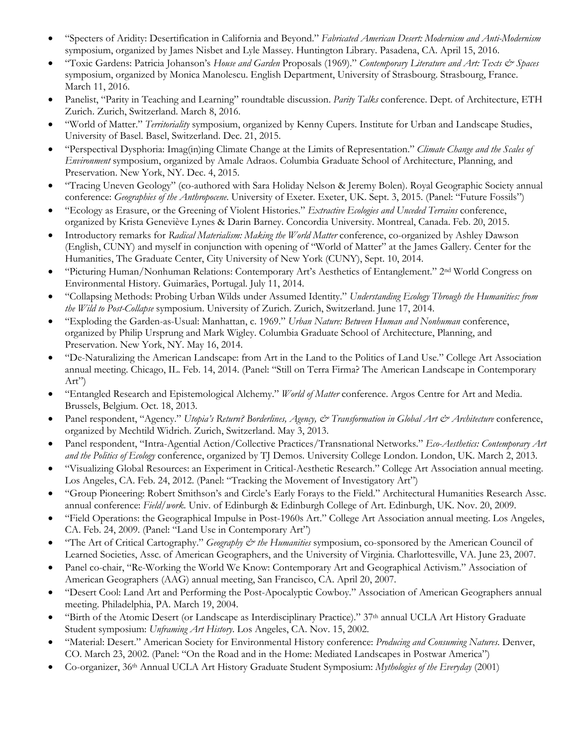- "Specters of Aridity: Desertification in California and Beyond." *Fabricated American Desert: Modernism and Anti-Modernism* symposium, organized by James Nisbet and Lyle Massey. Huntington Library. Pasadena, CA. April 15, 2016.
- "Toxic Gardens: Patricia Johanson's *House and Garden* Proposals (1969)." *Contemporary Literature and Art: Texts & Spaces* symposium, organized by Monica Manolescu. English Department, University of Strasbourg. Strasbourg, France. March 11, 2016.
- Panelist, "Parity in Teaching and Learning" roundtable discussion. *Parity Talks* conference. Dept. of Architecture, ETH Zurich. Zurich, Switzerland. March 8, 2016.
- "World of Matter." *Territoriality* symposium, organized by Kenny Cupers. Institute for Urban and Landscape Studies, University of Basel. Basel, Switzerland. Dec. 21, 2015.
- "Perspectival Dysphoria: Imag(in)ing Climate Change at the Limits of Representation." *Climate Change and the Scales of Environment* symposium, organized by Amale Adraos. Columbia Graduate School of Architecture, Planning, and Preservation. New York, NY. Dec. 4, 2015.
- "Tracing Uneven Geology" (co-authored with Sara Holiday Nelson & Jeremy Bolen). Royal Geographic Society annual conference: *Geographies of the Anthropocene*. University of Exeter. Exeter, UK. Sept. 3, 2015. (Panel: "Future Fossils")
- "Ecology as Erasure, or the Greening of Violent Histories." *Extractive Ecologies and Unceded Terrains* conference, organized by Krista Geneviève Lynes & Darin Barney. Concordia University. Montreal, Canada. Feb. 20, 2015.
- Introductory remarks for *Radical Materialism: Making the World Matter* conference, co-organized by Ashley Dawson (English, CUNY) and myself in conjunction with opening of "World of Matter" at the James Gallery. Center for the Humanities, The Graduate Center, City University of New York (CUNY), Sept. 10, 2014.
- "Picturing Human/Nonhuman Relations: Contemporary Art's Aesthetics of Entanglement." 2nd World Congress on Environmental History. Guimarães, Portugal. July 11, 2014.
- "Collapsing Methods: Probing Urban Wilds under Assumed Identity." *Understanding Ecology Through the Humanities: from the Wild to Post-Collapse* symposium. University of Zurich. Zurich, Switzerland. June 17, 2014.
- "Exploding the Garden-as-Usual: Manhattan, c. 1969." *Urban Nature: Between Human and Nonhuman* conference, organized by Philip Ursprung and Mark Wigley. Columbia Graduate School of Architecture, Planning, and Preservation. New York, NY. May 16, 2014.
- "De-Naturalizing the American Landscape: from Art in the Land to the Politics of Land Use." College Art Association annual meeting. Chicago, IL. Feb. 14, 2014. (Panel: "Still on Terra Firma? The American Landscape in Contemporary Art")
- "Entangled Research and Epistemological Alchemy." *World of Matter* conference. Argos Centre for Art and Media. Brussels, Belgium. Oct. 18, 2013.
- Panel respondent, "Agency." *Utopia's Return? Borderlines, Agency, & Transformation in Global Art & Architecture* conference, organized by Mechtild Widrich. Zurich, Switzerland. May 3, 2013.
- Panel respondent, "Intra-Agential Action/Collective Practices/Transnational Networks." *Eco-Aesthetics: Contemporary Art and the Politics of Ecology* conference, organized by TJ Demos. University College London. London, UK. March 2, 2013.
- "Visualizing Global Resources: an Experiment in Critical-Aesthetic Research." College Art Association annual meeting. Los Angeles, CA. Feb. 24, 2012. (Panel: "Tracking the Movement of Investigatory Art")
- "Group Pioneering: Robert Smithson's and Circle's Early Forays to the Field." Architectural Humanities Research Assc. annual conference: *Field/work*. Univ. of Edinburgh & Edinburgh College of Art. Edinburgh, UK. Nov. 20, 2009.
- "Field Operations: the Geographical Impulse in Post-1960s Art." College Art Association annual meeting. Los Angeles, CA. Feb. 24, 2009. (Panel: "Land Use in Contemporary Art")
- "The Art of Critical Cartography." *Geography & the Humanities* symposium, co-sponsored by the American Council of Learned Societies, Assc. of American Geographers, and the University of Virginia. Charlottesville, VA. June 23, 2007.
- Panel co-chair, "Re-Working the World We Know: Contemporary Art and Geographical Activism." Association of American Geographers (AAG) annual meeting, San Francisco, CA. April 20, 2007.
- "Desert Cool: Land Art and Performing the Post-Apocalyptic Cowboy." Association of American Geographers annual meeting. Philadelphia, PA. March 19, 2004.
- "Birth of the Atomic Desert (or Landscape as Interdisciplinary Practice)." 37th annual UCLA Art History Graduate Student symposium: *Unframing Art History*. Los Angeles, CA. Nov. 15, 2002.
- "Material: Desert." American Society for Environmental History conference: *Producing and Consuming Natures*. Denver, CO. March 23, 2002. (Panel: "On the Road and in the Home: Mediated Landscapes in Postwar America")
- Co-organizer, 36th Annual UCLA Art History Graduate Student Symposium: *Mythologies of the Everyday* (2001)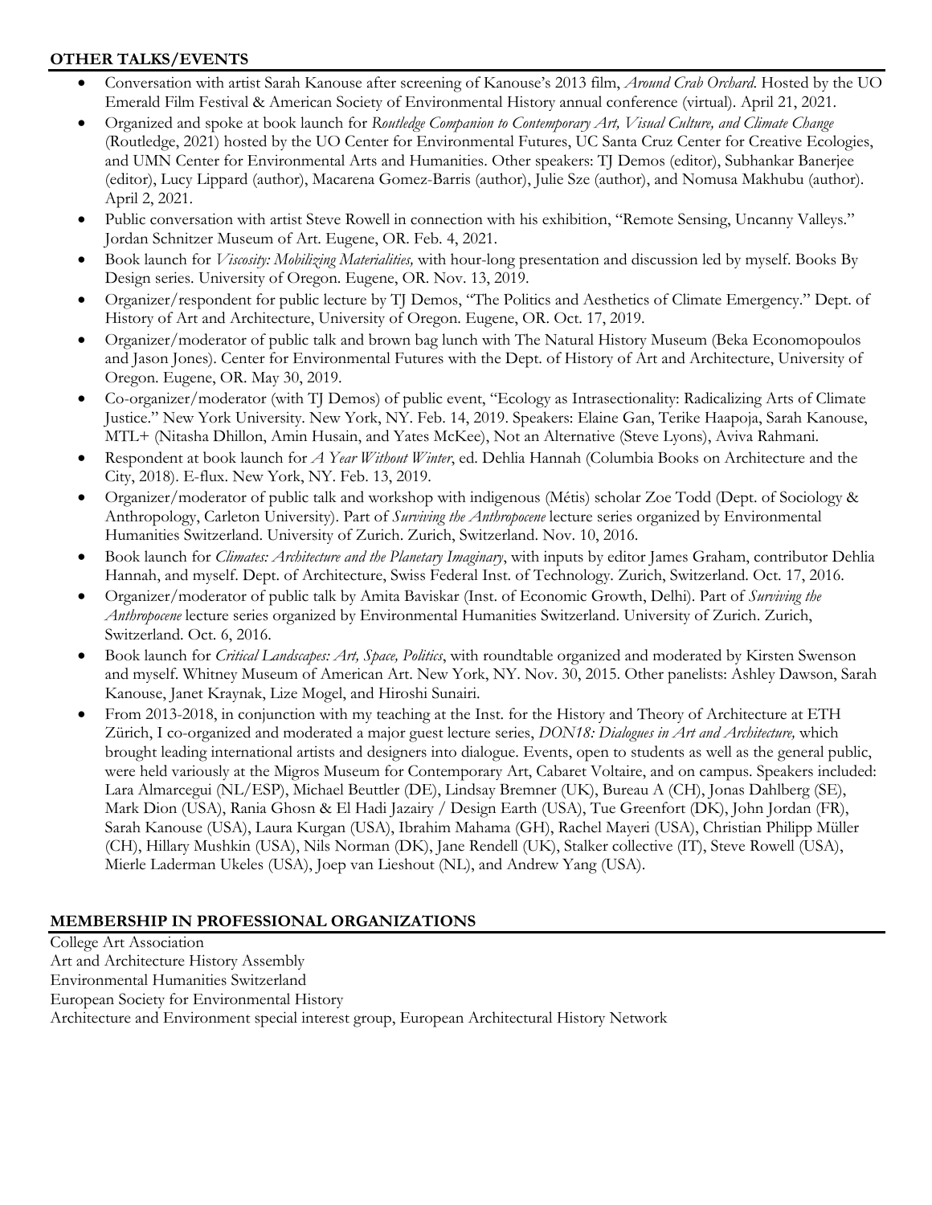## OTHER TALKS/EVENTS

- Conversation with artist Sarah Kanouse after screening of Kanouse's 2013 film, *Around Crab Orchard*. Hosted by the UO Emerald Film Festival & American Society of Environmental History annual conference (virtual). April 21, 2021.
- Organized and spoke at book launch for *Routledge Companion to Contemporary Art, Visual Culture, and Climate Change* (Routledge, 2021) hosted by the UO Center for Environmental Futures, UC Santa Cruz Center for Creative Ecologies, and UMN Center for Environmental Arts and Humanities. Other speakers: TJ Demos (editor), Subhankar Banerjee (editor), Lucy Lippard (author), Macarena Gomez-Barris (author), Julie Sze (author), and Nomusa Makhubu (author). April 2, 2021.
- Public conversation with artist Steve Rowell in connection with his exhibition, "Remote Sensing, Uncanny Valleys." Jordan Schnitzer Museum of Art. Eugene, OR. Feb. 4, 2021.
- Book launch for *Viscosity: Mobilizing Materialities,* with hour-long presentation and discussion led by myself. Books By Design series. University of Oregon. Eugene, OR. Nov. 13, 2019.
- Organizer/respondent for public lecture by TJ Demos, "The Politics and Aesthetics of Climate Emergency." Dept. of History of Art and Architecture, University of Oregon. Eugene, OR. Oct. 17, 2019.
- Organizer/moderator of public talk and brown bag lunch with The Natural History Museum (Beka Economopoulos and Jason Jones). Center for Environmental Futures with the Dept. of History of Art and Architecture, University of Oregon. Eugene, OR. May 30, 2019.
- Co-organizer/moderator (with TJ Demos) of public event, "Ecology as Intrasectionality: Radicalizing Arts of Climate Justice." New York University. New York, NY. Feb. 14, 2019. Speakers: Elaine Gan, Terike Haapoja, Sarah Kanouse, MTL+ (Nitasha Dhillon, Amin Husain, and Yates McKee), Not an Alternative (Steve Lyons), Aviva Rahmani.
- Respondent at book launch for *A Year Without Winter*, ed. Dehlia Hannah (Columbia Books on Architecture and the City, 2018). E-flux. New York, NY. Feb. 13, 2019.
- Organizer/moderator of public talk and workshop with indigenous (Métis) scholar Zoe Todd (Dept. of Sociology & Anthropology, Carleton University). Part of *Surviving the Anthropocene* lecture series organized by Environmental Humanities Switzerland. University of Zurich. Zurich, Switzerland. Nov. 10, 2016.
- Book launch for *Climates: Architecture and the Planetary Imaginary*, with inputs by editor James Graham, contributor Dehlia Hannah, and myself. Dept. of Architecture, Swiss Federal Inst. of Technology. Zurich, Switzerland. Oct. 17, 2016.
- Organizer/moderator of public talk by Amita Baviskar (Inst. of Economic Growth, Delhi). Part of *Surviving the Anthropocene* lecture series organized by Environmental Humanities Switzerland. University of Zurich. Zurich, Switzerland. Oct. 6, 2016.
- Book launch for *Critical Landscapes: Art, Space, Politics*, with roundtable organized and moderated by Kirsten Swenson and myself. Whitney Museum of American Art. New York, NY. Nov. 30, 2015. Other panelists: Ashley Dawson, Sarah Kanouse, Janet Kraynak, Lize Mogel, and Hiroshi Sunairi.
- From 2013-2018, in conjunction with my teaching at the Inst. for the History and Theory of Architecture at ETH Zürich, I co-organized and moderated a major guest lecture series, *DON18: Dialogues in Art and Architecture,* which brought leading international artists and designers into dialogue. Events, open to students as well as the general public, were held variously at the Migros Museum for Contemporary Art, Cabaret Voltaire, and on campus. Speakers included: Lara Almarcegui (NL/ESP), Michael Beuttler (DE), Lindsay Bremner (UK), Bureau A (CH), Jonas Dahlberg (SE), Mark Dion (USA), Rania Ghosn & El Hadi Jazairy / Design Earth (USA), Tue Greenfort (DK), John Jordan (FR), Sarah Kanouse (USA), Laura Kurgan (USA), Ibrahim Mahama (GH), Rachel Mayeri (USA), Christian Philipp Müller (CH), Hillary Mushkin (USA), Nils Norman (DK), Jane Rendell (UK), Stalker collective (IT), Steve Rowell (USA), Mierle Laderman Ukeles (USA), Joep van Lieshout (NL), and Andrew Yang (USA).

## MEMBERSHIP IN PROFESSIONAL ORGANIZATIONS

College Art Association
Art and Architecture History Assembly
Environmental Humanities Switzerland
European Society for Environmental History
Architecture and Environment special interest group, European Architectural History Network